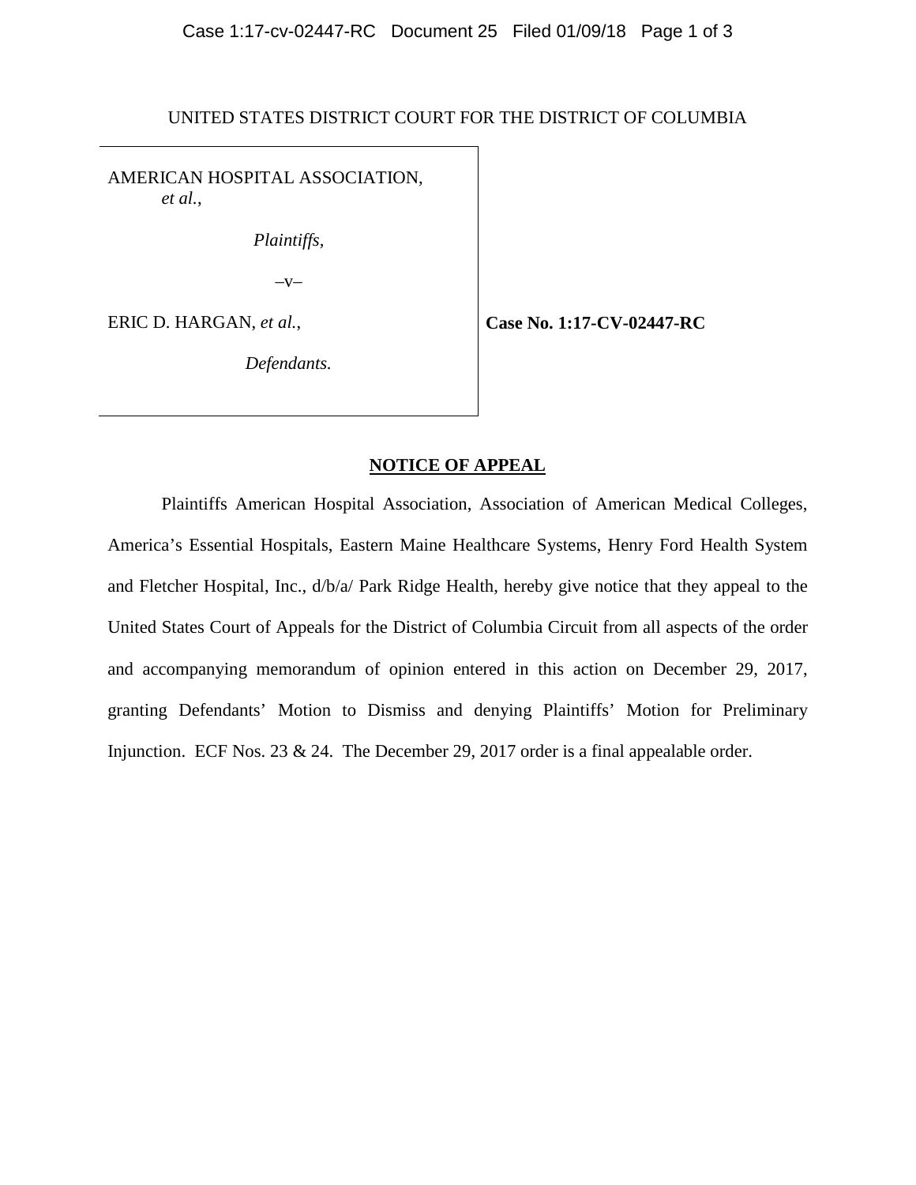UNITED STATES DISTRICT COURT FOR THE DISTRICT OF COLUMBIA

AMERICAN HOSPITAL ASSOCIATION,
*et al.*,

*Plaintiffs*,

–v–

ERIC D. HARGAN, *et al.*,

*Defendants.*

**Case No. 1:17-CV-02447-RC**

## NOTICE OF APPEAL

Plaintiffs American Hospital Association, Association of American Medical Colleges, America's Essential Hospitals, Eastern Maine Healthcare Systems, Henry Ford Health System and Fletcher Hospital, Inc., d/b/a/ Park Ridge Health, hereby give notice that they appeal to the United States Court of Appeals for the District of Columbia Circuit from all aspects of the order and accompanying memorandum of opinion entered in this action on December 29, 2017, granting Defendants' Motion to Dismiss and denying Plaintiffs' Motion for Preliminary Injunction. ECF Nos. 23 & 24. The December 29, 2017 order is a final appealable order.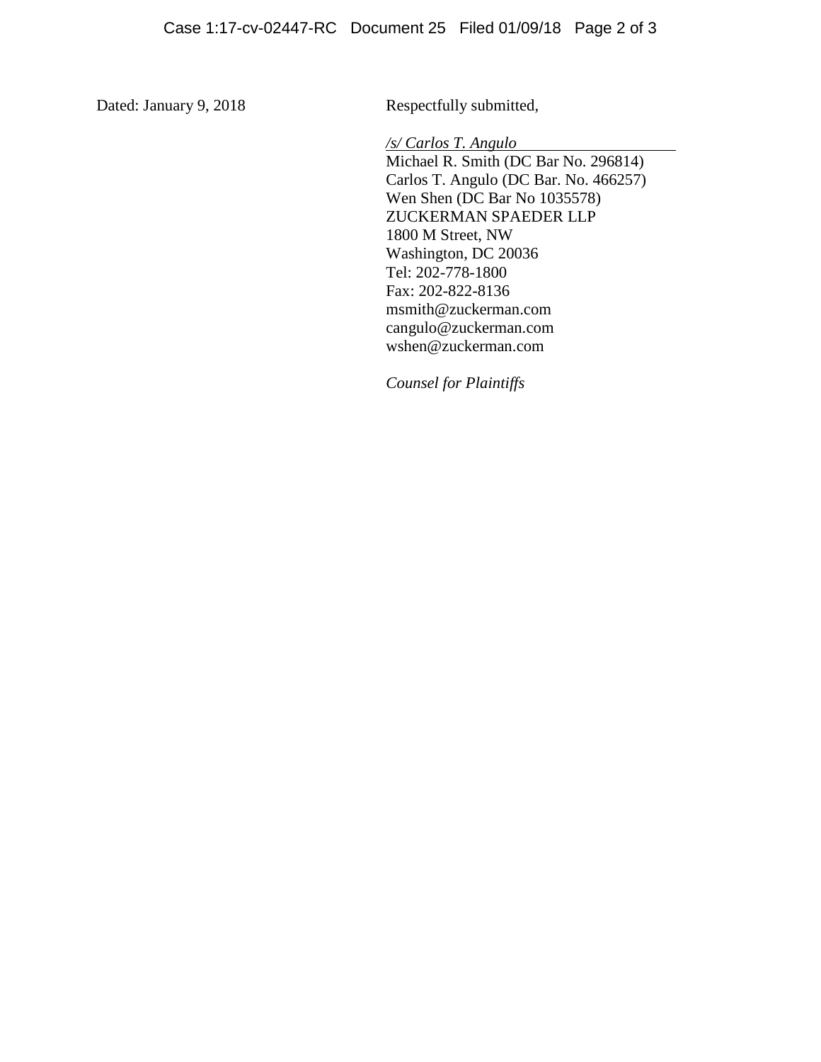Dated: January 9, 2018

Respectfully submitted,

*/s/ Carlos T. Angulo*  
Michael R. Smith (DC Bar No. 296814)  
Carlos T. Angulo (DC Bar. No. 466257)  
Wen Shen (DC Bar No 1035578)  
ZUCKERMAN SPAEDER LLP  
1800 M Street, NW  
Washington, DC 20036  
Tel: 202-778-1800  
Fax: 202-822-8136  
msmith@zuckerman.com  
cangulo@zuckerman.com  
wshen@zuckerman.com

*Counsel for Plaintiffs*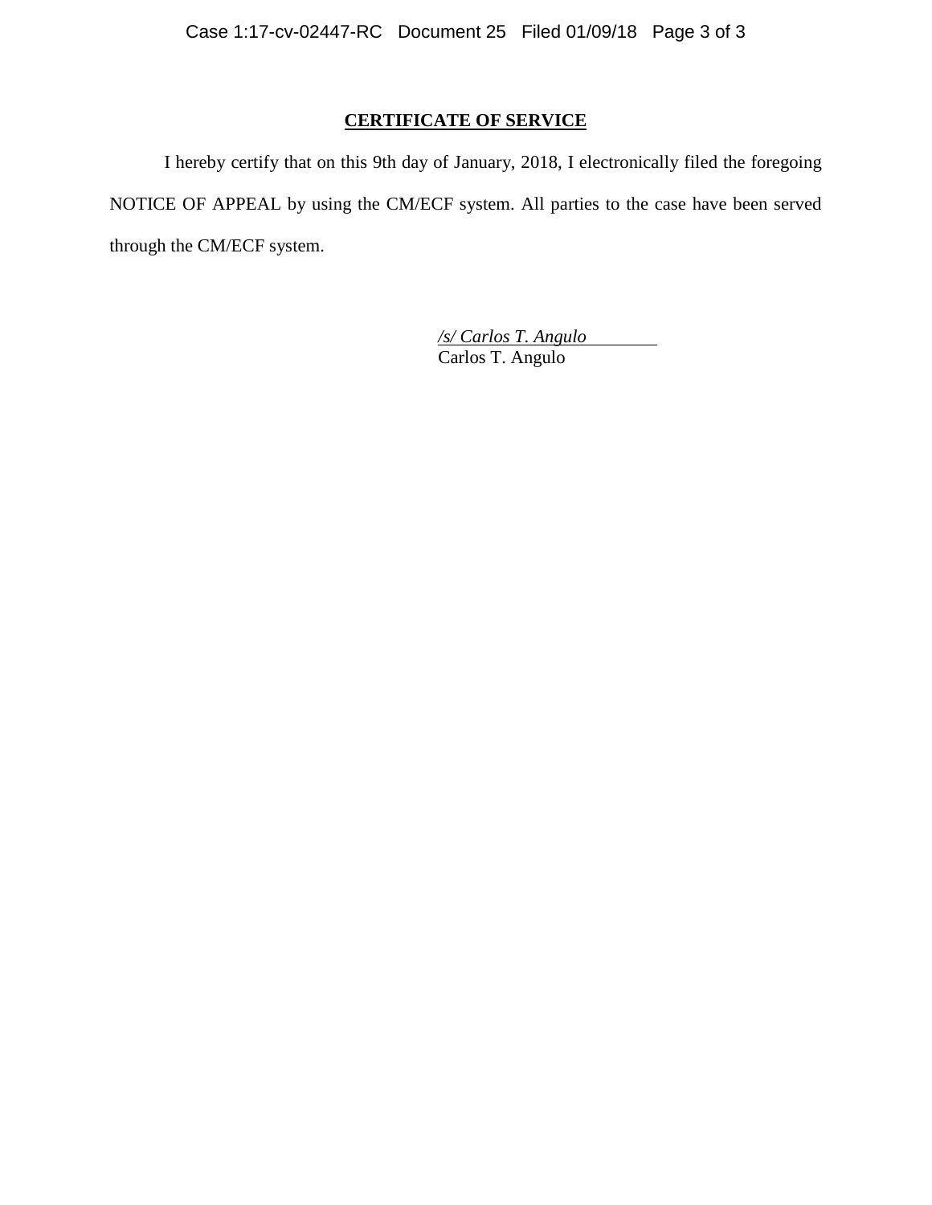# CERTIFICATE OF SERVICE

I hereby certify that on this 9th day of January, 2018, I electronically filed the foregoing NOTICE OF APPEAL by using the CM/ECF system. All parties to the case have been served through the CM/ECF system.

*/s/ Carlos T. Angulo*
Carlos T. Angulo